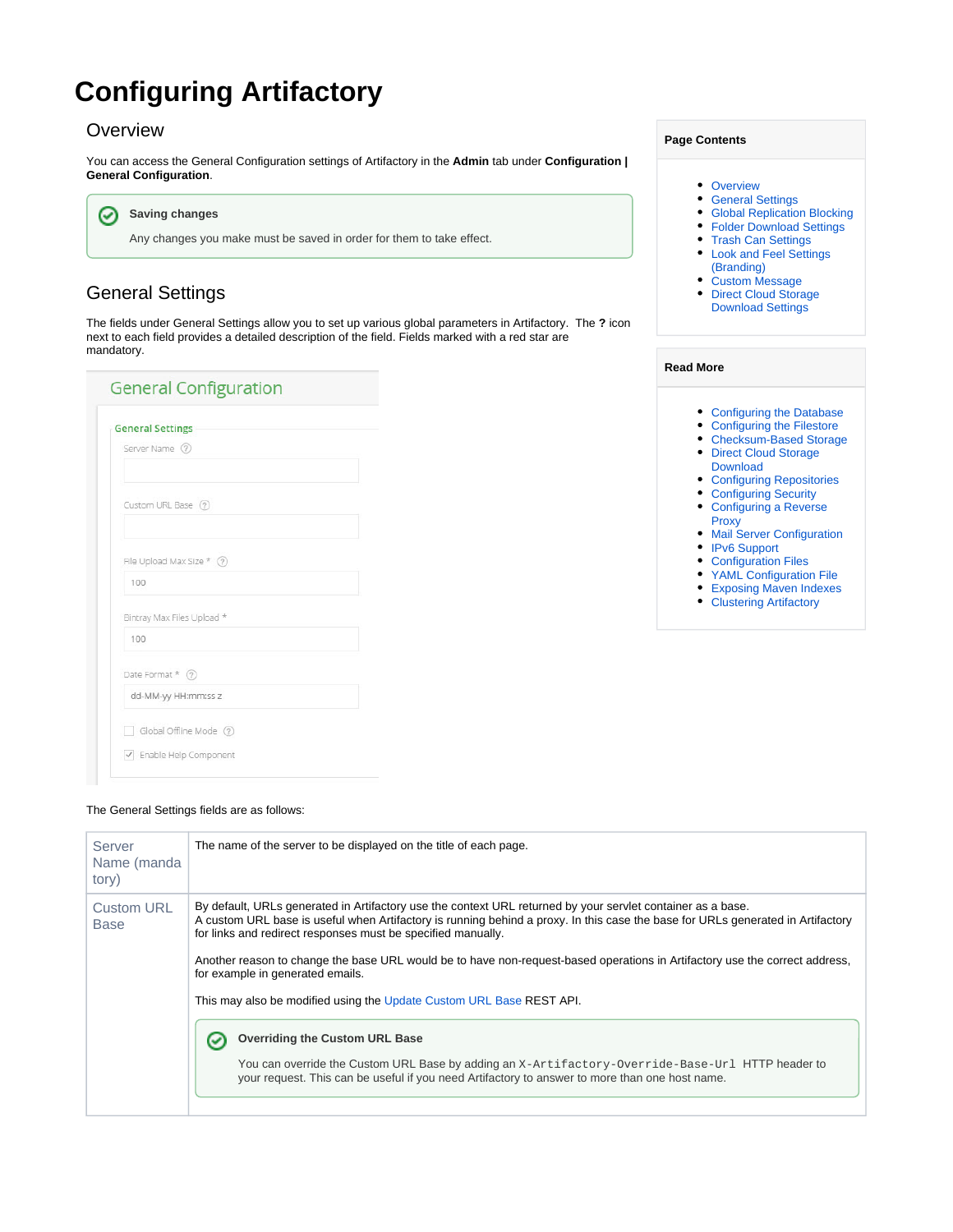# Configuring Artifactory

## Overview

You can access the General Configuration settings of Artifactory in the **Admin** tab under **Configuration | General Configuration**.

> **Saving changes**
>
> Any changes you make must be saved in order for them to take effect.

**Page Contents**

- Overview
- General Settings
- Global Replication Blocking
- Folder Download Settings
- Trash Can Settings
- Look and Feel Settings (Branding)
- Custom Message
- Direct Cloud Storage Download Settings

**Read More**

- Configuring the Database
- Configuring the Filestore
- Checksum-Based Storage
- Direct Cloud Storage Download
- Configuring Repositories
- Configuring Security
- Configuring a Reverse Proxy
- Mail Server Configuration
- IPv6 Support
- Configuration Files
- YAML Configuration File
- Exposing Maven Indexes
- Clustering Artifactory

## General Settings

The fields under General Settings allow you to set up various global parameters in Artifactory. The **?** icon next to each field provides a detailed description of the field. Fields marked with a red star are mandatory.

General Configuration

General Settings

Server Name

Custom URL Base

File Upload Max Size *
100

Bintray Max Files Upload *
100

Date Format *
dd-MM-yy HH:mm:ss z

Global Offline Mode

Enable Help Component

The General Settings fields are as follows:

| | |
|---|---|
| Server Name (mandatory) | The name of the server to be displayed on the title of each page. |
| Custom URL Base | By default, URLs generated in Artifactory use the context URL returned by your servlet container as a base. A custom URL base is useful when Artifactory is running behind a proxy. In this case the base for URLs generated in Artifactory for links and redirect responses must be specified manually.<br><br>Another reason to change the base URL would be to have non-request-based operations in Artifactory use the correct address, for example in generated emails.<br><br>This may also be modified using the Update Custom URL Base REST API.<br><br>**Overriding the Custom URL Base**<br><br>You can override the Custom URL Base by adding an `X-Artifactory-Override-Base-Url` HTTP header to your request. This can be useful if you need Artifactory to answer to more than one host name. |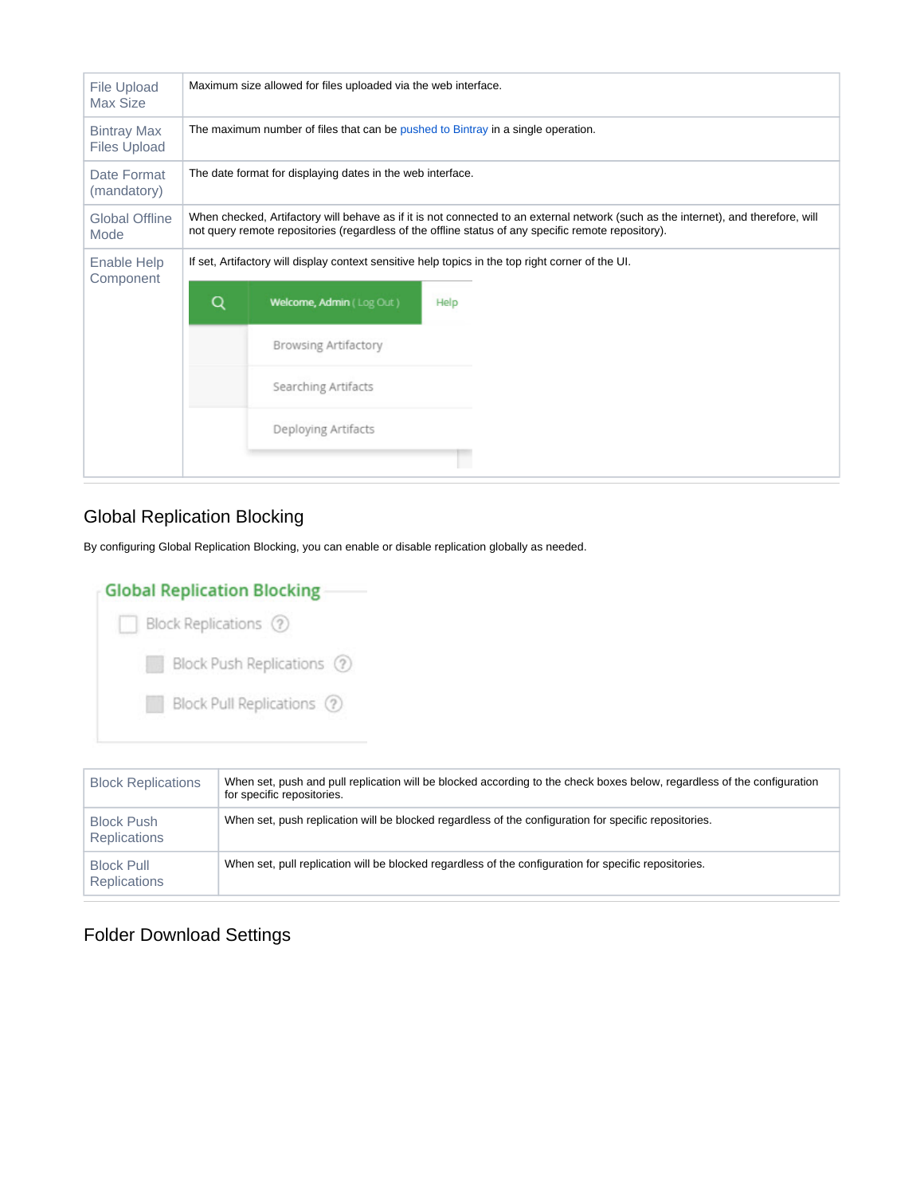| | |
|---|---|
| File Upload Max Size | Maximum size allowed for files uploaded via the web interface. |
| Bintray Max Files Upload | The maximum number of files that can be pushed to Bintray in a single operation. |
| Date Format (mandatory) | The date format for displaying dates in the web interface. |
| Global Offline Mode | When checked, Artifactory will behave as if it is not connected to an external network (such as the internet), and therefore, will not query remote repositories (regardless of the offline status of any specific remote repository). |
| Enable Help Component | If set, Artifactory will display context sensitive help topics in the top right corner of the UI. |

## Global Replication Blocking

By configuring Global Replication Blocking, you can enable or disable replication globally as needed.

| | |
|---|---|
| Block Replications | When set, push and pull replication will be blocked according to the check boxes below, regardless of the configuration for specific repositories. |
| Block Push Replications | When set, push replication will be blocked regardless of the configuration for specific repositories. |
| Block Pull Replications | When set, pull replication will be blocked regardless of the configuration for specific repositories. |

## Folder Download Settings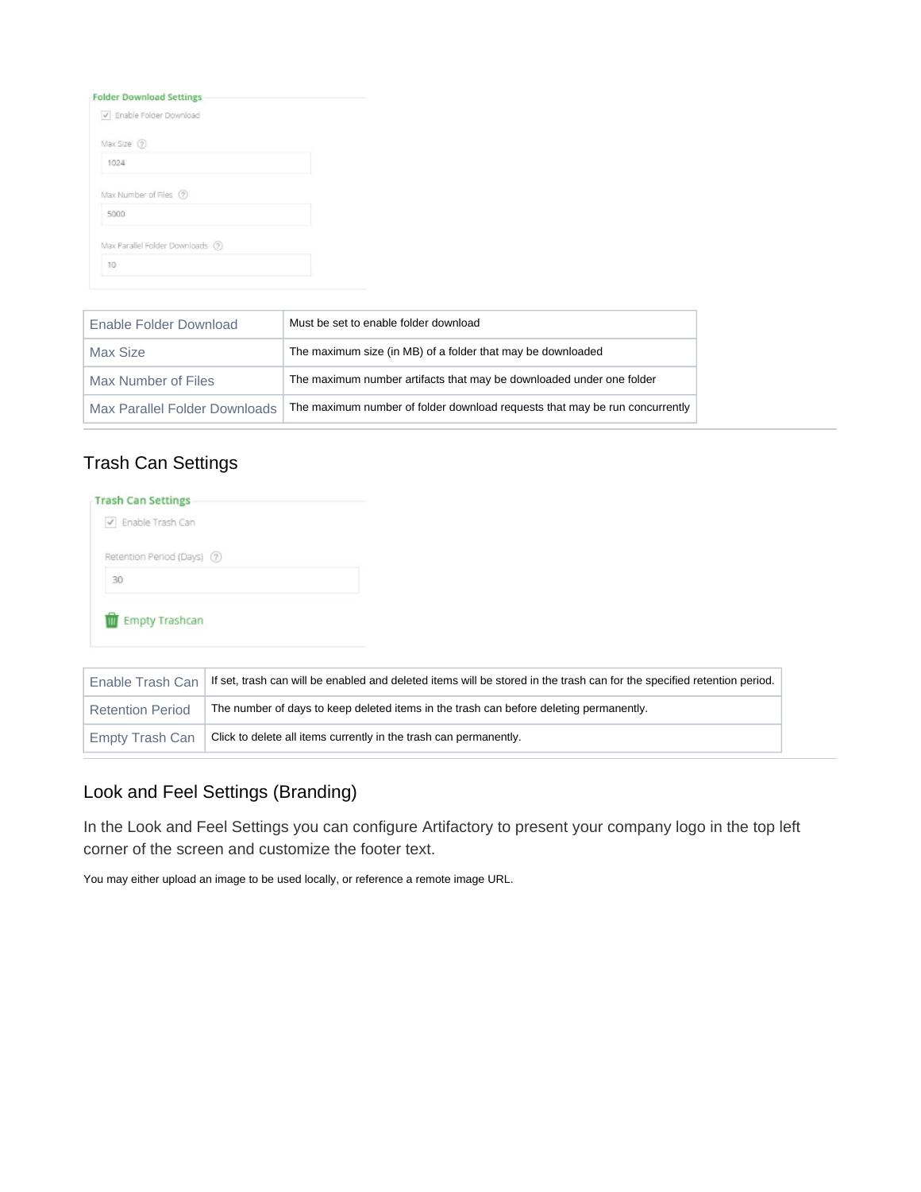| Enable Folder Download | Must be set to enable folder download |
|---|---|
| Max Size | The maximum size (in MB) of a folder that may be downloaded |
| Max Number of Files | The maximum number artifacts that may be downloaded under one folder |
| Max Parallel Folder Downloads | The maximum number of folder download requests that may be run concurrently |

## Trash Can Settings

| Enable Trash Can | If set, trash can will be enabled and deleted items will be stored in the trash can for the specified retention period. |
|---|---|
| Retention Period | The number of days to keep deleted items in the trash can before deleting permanently. |
| Empty Trash Can | Click to delete all items currently in the trash can permanently. |

## Look and Feel Settings (Branding)

In the Look and Feel Settings you can configure Artifactory to present your company logo in the top left corner of the screen and customize the footer text.

You may either upload an image to be used locally, or reference a remote image URL.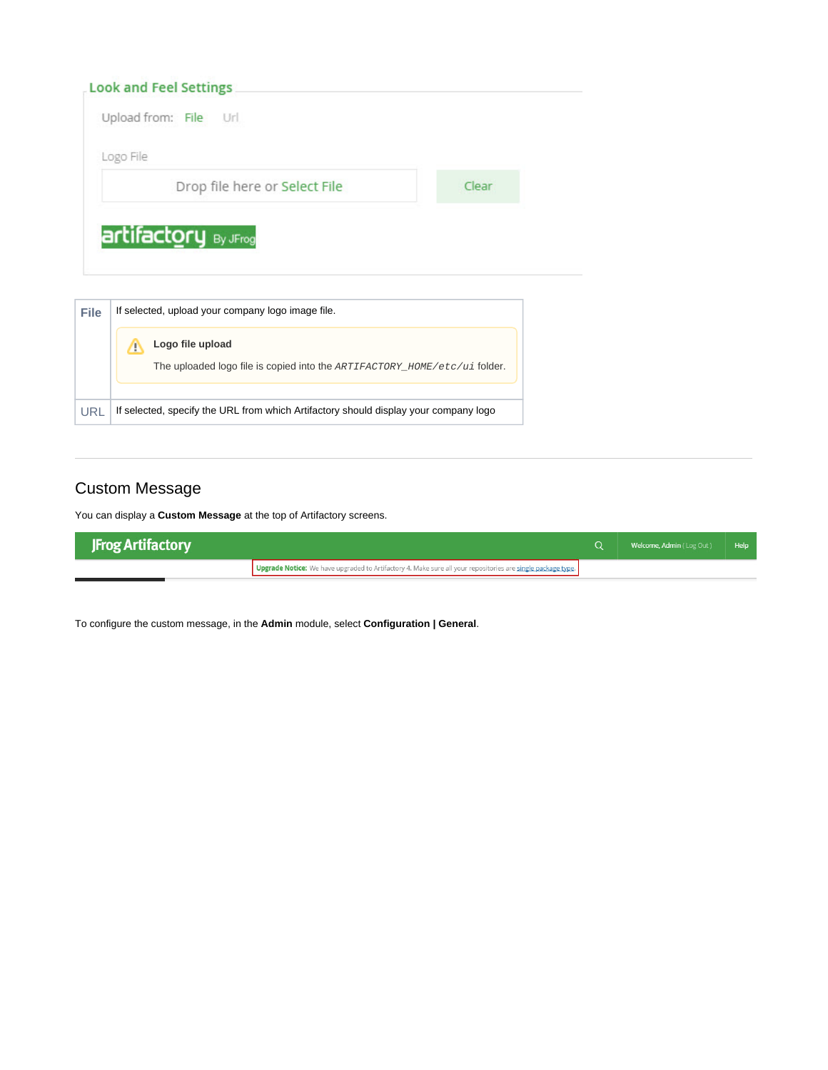| File | If selected, upload your company logo image file.<br><br>**Logo file upload**<br>The uploaded logo file is copied into the *ARTIFACTORY_HOME/etc/ui* folder. |
|---|---|
| URL | If selected, specify the URL from which Artifactory should display your company logo |

## Custom Message

You can display a **Custom Message** at the top of Artifactory screens.

To configure the custom message, in the **Admin** module, select **Configuration | General**.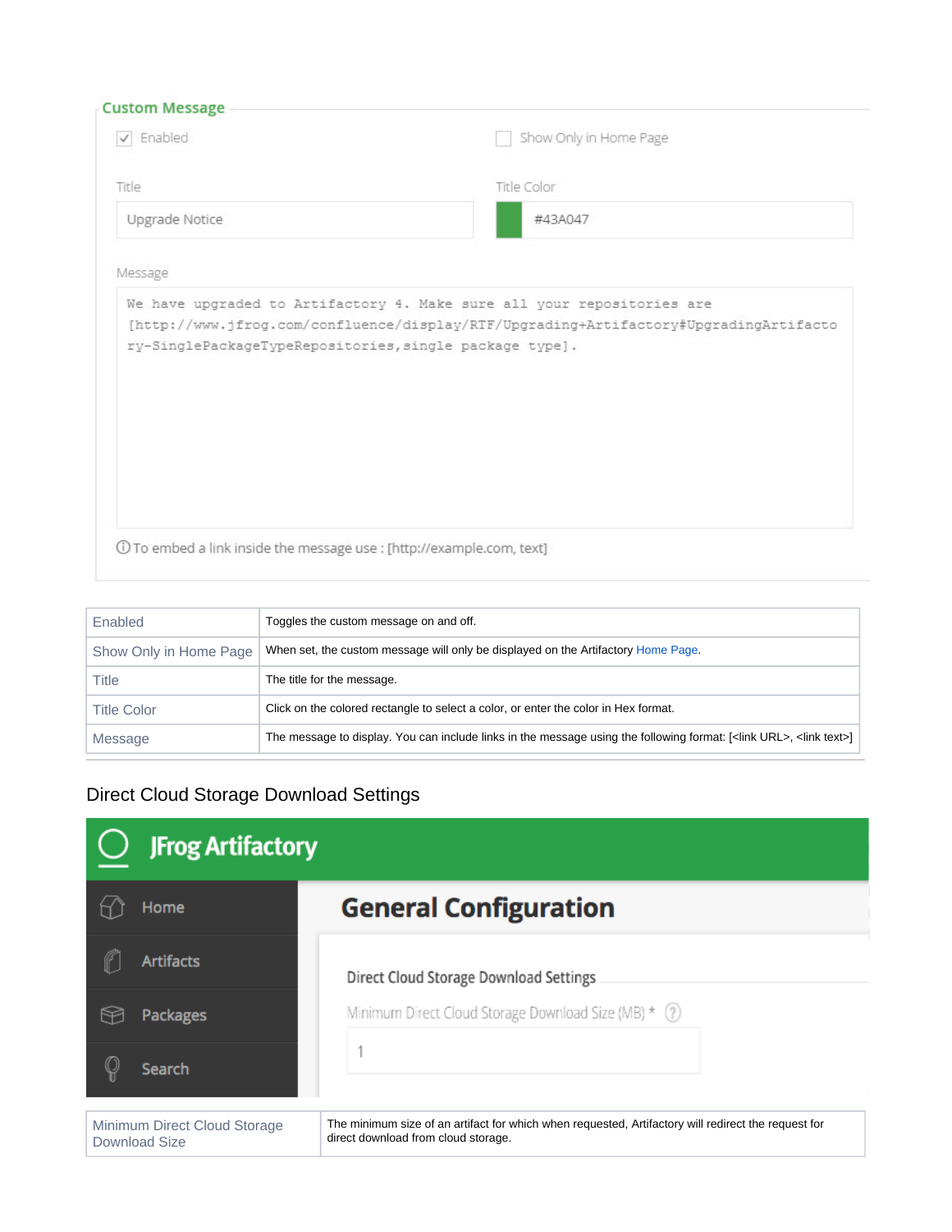| | |
|---|---|
| Enabled | Toggles the custom message on and off. |
| Show Only in Home Page | When set, the custom message will only be displayed on the Artifactory Home Page. |
| Title | The title for the message. |
| Title Color | Click on the colored rectangle to select a color, or enter the color in Hex format. |
| Message | The message to display. You can include links in the message using the following format: [<link URL>, <link text>] |

## Direct Cloud Storage Download Settings

| | |
|---|---|
| Minimum Direct Cloud Storage Download Size | The minimum size of an artifact for which when requested, Artifactory will redirect the request for direct download from cloud storage. |